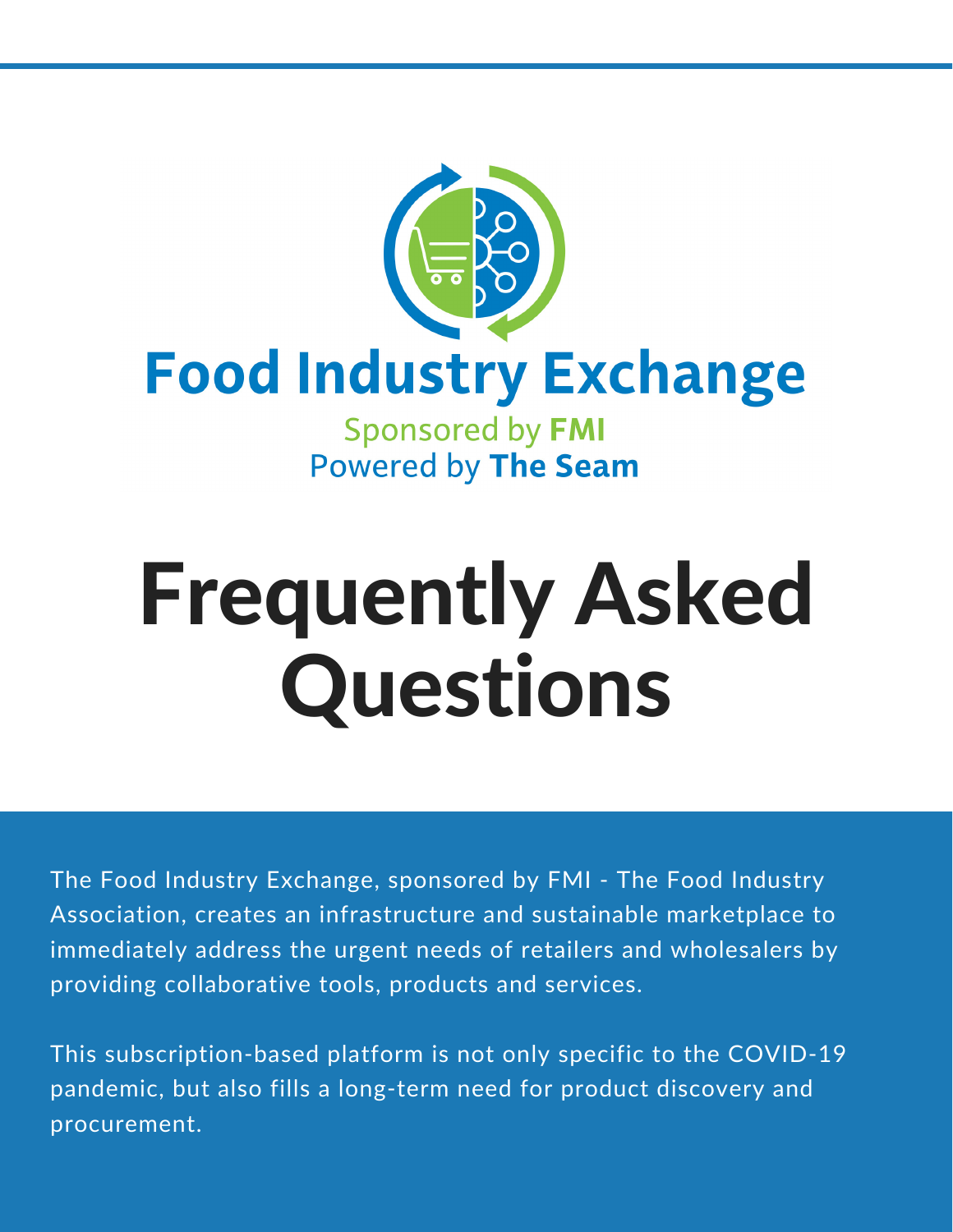# Food Industry Exchange

Sponsored by **FMI**
Powered by **The Seam**

# Frequently Asked Questions

The Food Industry Exchange, sponsored by FMI - The Food Industry Association, creates an infrastructure and sustainable marketplace to immediately address the urgent needs of retailers and wholesalers by providing collaborative tools, products and services.

This subscription-based platform is not only specific to the COVID-19 pandemic, but also fills a long-term need for product discovery and procurement.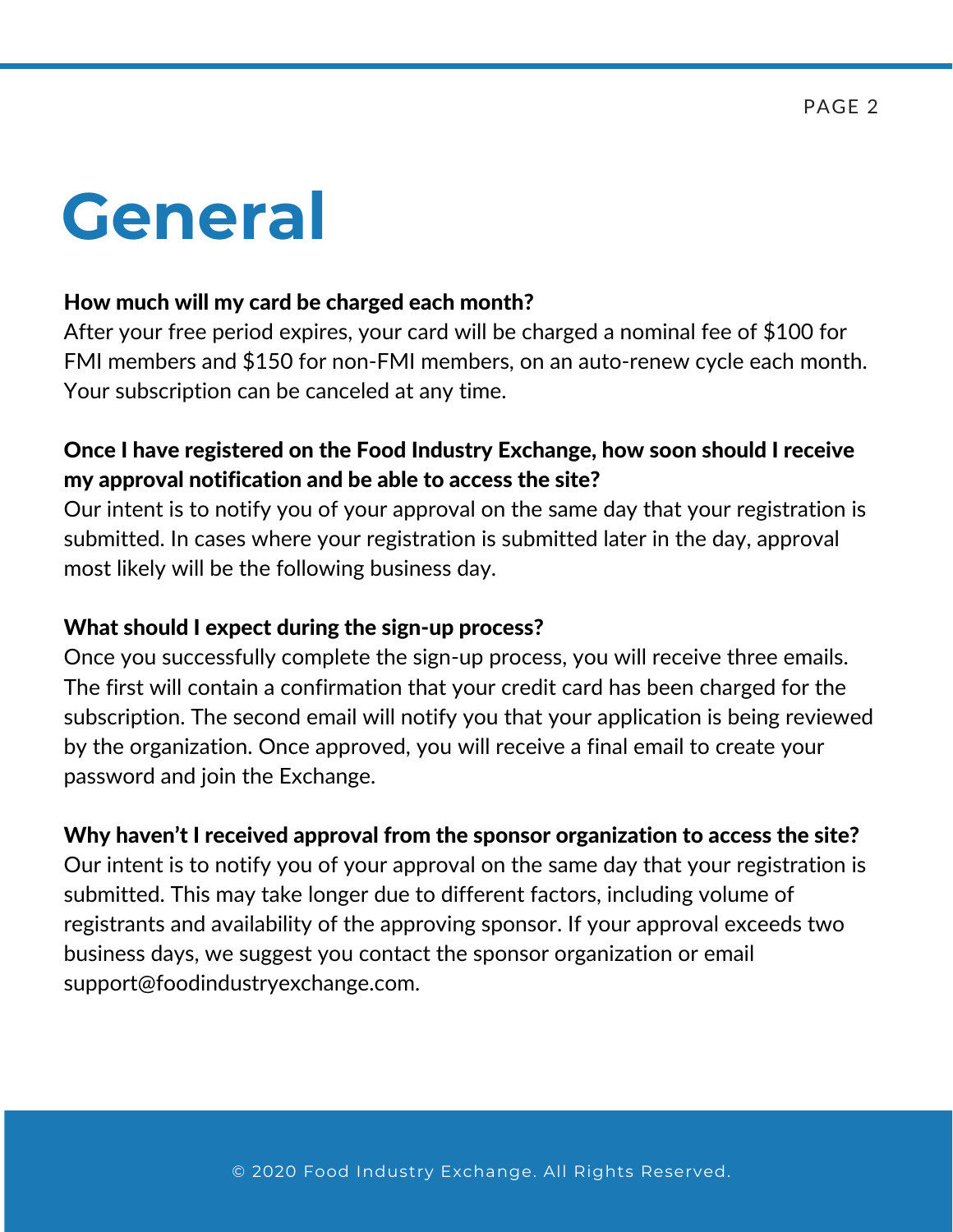# General

**How much will my card be charged each month?**
After your free period expires, your card will be charged a nominal fee of $100 for FMI members and $150 for non-FMI members, on an auto-renew cycle each month. Your subscription can be canceled at any time.

**Once I have registered on the Food Industry Exchange, how soon should I receive my approval notification and be able to access the site?**
Our intent is to notify you of your approval on the same day that your registration is submitted. In cases where your registration is submitted later in the day, approval most likely will be the following business day.

**What should I expect during the sign-up process?**
Once you successfully complete the sign-up process, you will receive three emails. The first will contain a confirmation that your credit card has been charged for the subscription. The second email will notify you that your application is being reviewed by the organization. Once approved, you will receive a final email to create your password and join the Exchange.

**Why haven't I received approval from the sponsor organization to access the site?**
Our intent is to notify you of your approval on the same day that your registration is submitted. This may take longer due to different factors, including volume of registrants and availability of the approving sponsor. If your approval exceeds two business days, we suggest you contact the sponsor organization or email support@foodindustryexchange.com.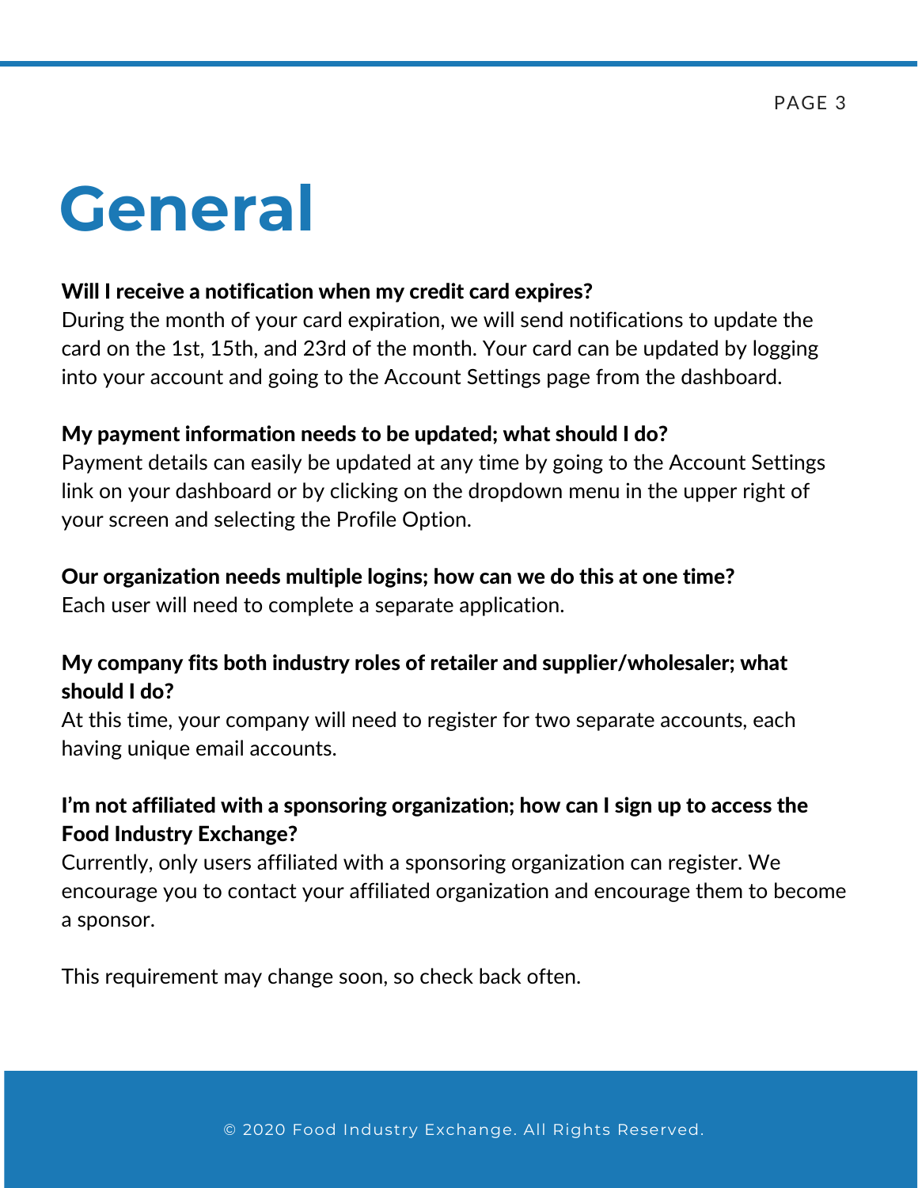# General

**Will I receive a notification when my credit card expires?**
During the month of your card expiration, we will send notifications to update the card on the 1st, 15th, and 23rd of the month. Your card can be updated by logging into your account and going to the Account Settings page from the dashboard.

**My payment information needs to be updated; what should I do?**
Payment details can easily be updated at any time by going to the Account Settings link on your dashboard or by clicking on the dropdown menu in the upper right of your screen and selecting the Profile Option.

**Our organization needs multiple logins; how can we do this at one time?**
Each user will need to complete a separate application.

**My company fits both industry roles of retailer and supplier/wholesaler; what should I do?**
At this time, your company will need to register for two separate accounts, each having unique email accounts.

**I'm not affiliated with a sponsoring organization; how can I sign up to access the Food Industry Exchange?**
Currently, only users affiliated with a sponsoring organization can register. We encourage you to contact your affiliated organization and encourage them to become a sponsor.

This requirement may change soon, so check back often.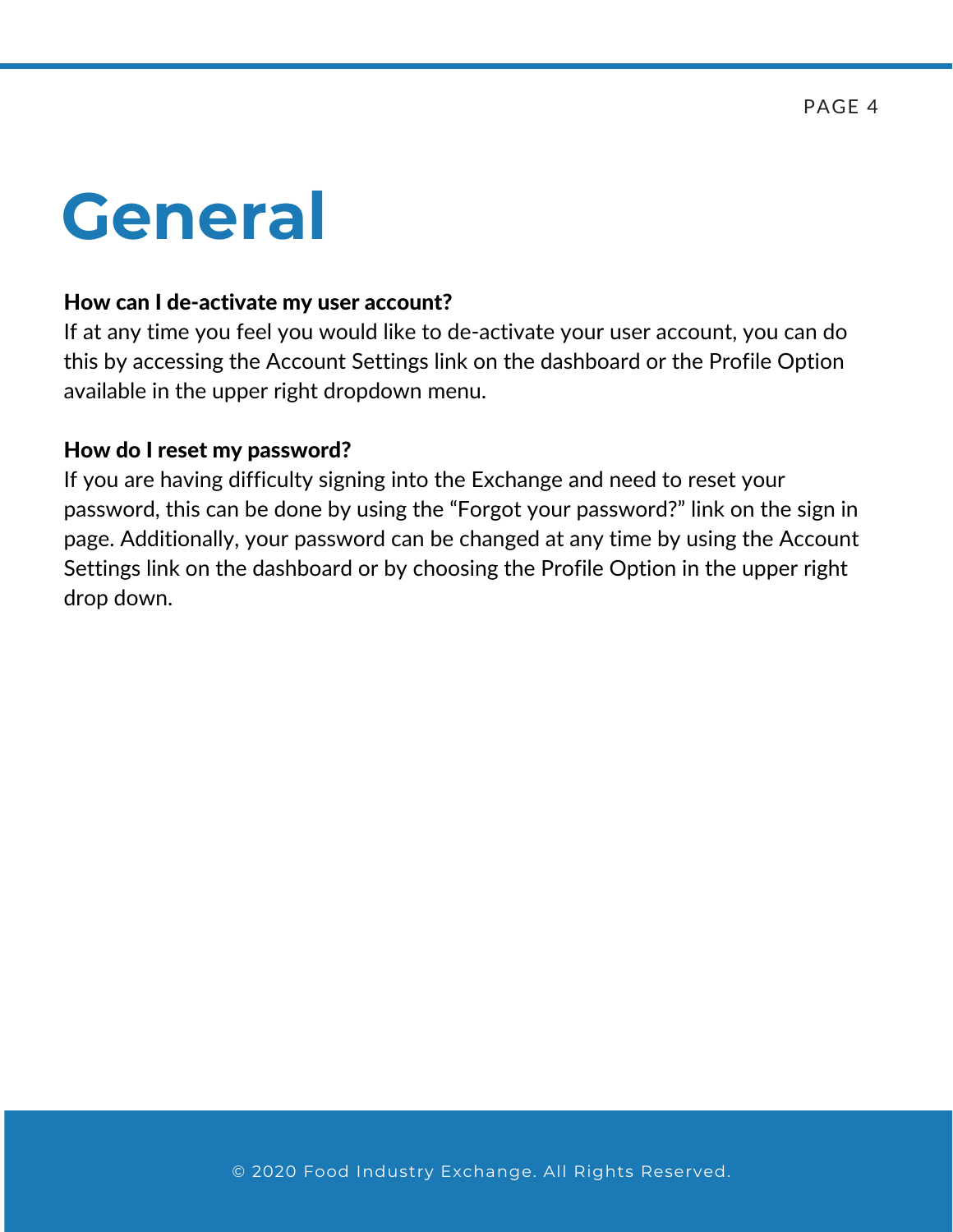# General

**How can I de-activate my user account?**
If at any time you feel you would like to de-activate your user account, you can do this by accessing the Account Settings link on the dashboard or the Profile Option available in the upper right dropdown menu.

**How do I reset my password?**
If you are having difficulty signing into the Exchange and need to reset your password, this can be done by using the "Forgot your password?" link on the sign in page. Additionally, your password can be changed at any time by using the Account Settings link on the dashboard or by choosing the Profile Option in the upper right drop down.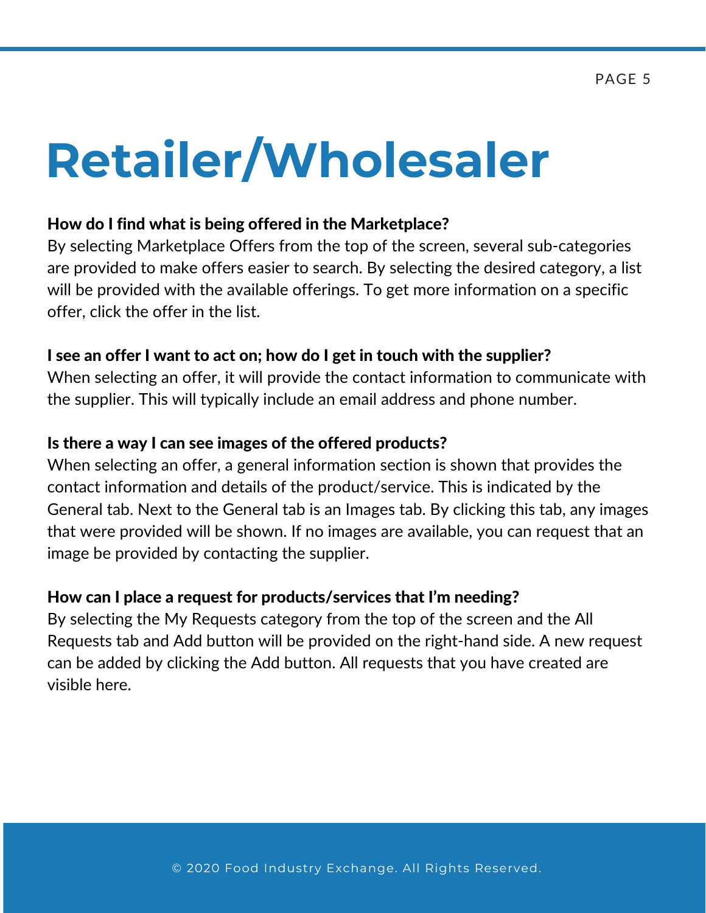# Retailer/Wholesaler

**How do I find what is being offered in the Marketplace?**

By selecting Marketplace Offers from the top of the screen, several sub-categories are provided to make offers easier to search. By selecting the desired category, a list will be provided with the available offerings. To get more information on a specific offer, click the offer in the list.

**I see an offer I want to act on; how do I get in touch with the supplier?**

When selecting an offer, it will provide the contact information to communicate with the supplier. This will typically include an email address and phone number.

**Is there a way I can see images of the offered products?**

When selecting an offer, a general information section is shown that provides the contact information and details of the product/service. This is indicated by the General tab. Next to the General tab is an Images tab. By clicking this tab, any images that were provided will be shown. If no images are available, you can request that an image be provided by contacting the supplier.

**How can I place a request for products/services that I'm needing?**

By selecting the My Requests category from the top of the screen and the All Requests tab and Add button will be provided on the right-hand side. A new request can be added by clicking the Add button. All requests that you have created are visible here.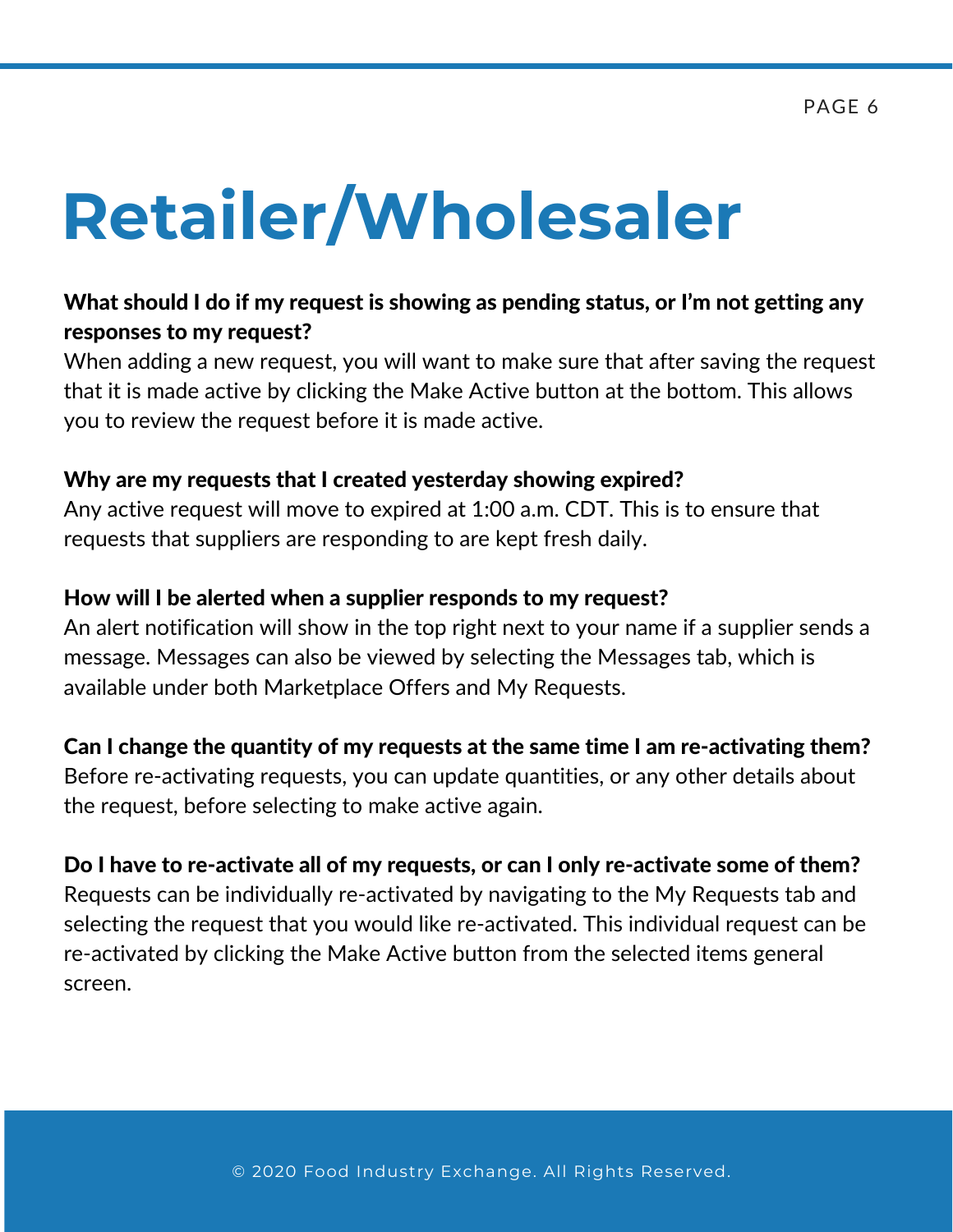# Retailer/Wholesaler

**What should I do if my request is showing as pending status, or I'm not getting any responses to my request?**
When adding a new request, you will want to make sure that after saving the request that it is made active by clicking the Make Active button at the bottom. This allows you to review the request before it is made active.

**Why are my requests that I created yesterday showing expired?**
Any active request will move to expired at 1:00 a.m. CDT. This is to ensure that requests that suppliers are responding to are kept fresh daily.

**How will I be alerted when a supplier responds to my request?**
An alert notification will show in the top right next to your name if a supplier sends a message. Messages can also be viewed by selecting the Messages tab, which is available under both Marketplace Offers and My Requests.

**Can I change the quantity of my requests at the same time I am re-activating them?**
Before re-activating requests, you can update quantities, or any other details about the request, before selecting to make active again.

**Do I have to re-activate all of my requests, or can I only re-activate some of them?**
Requests can be individually re-activated by navigating to the My Requests tab and selecting the request that you would like re-activated. This individual request can be re-activated by clicking the Make Active button from the selected items general screen.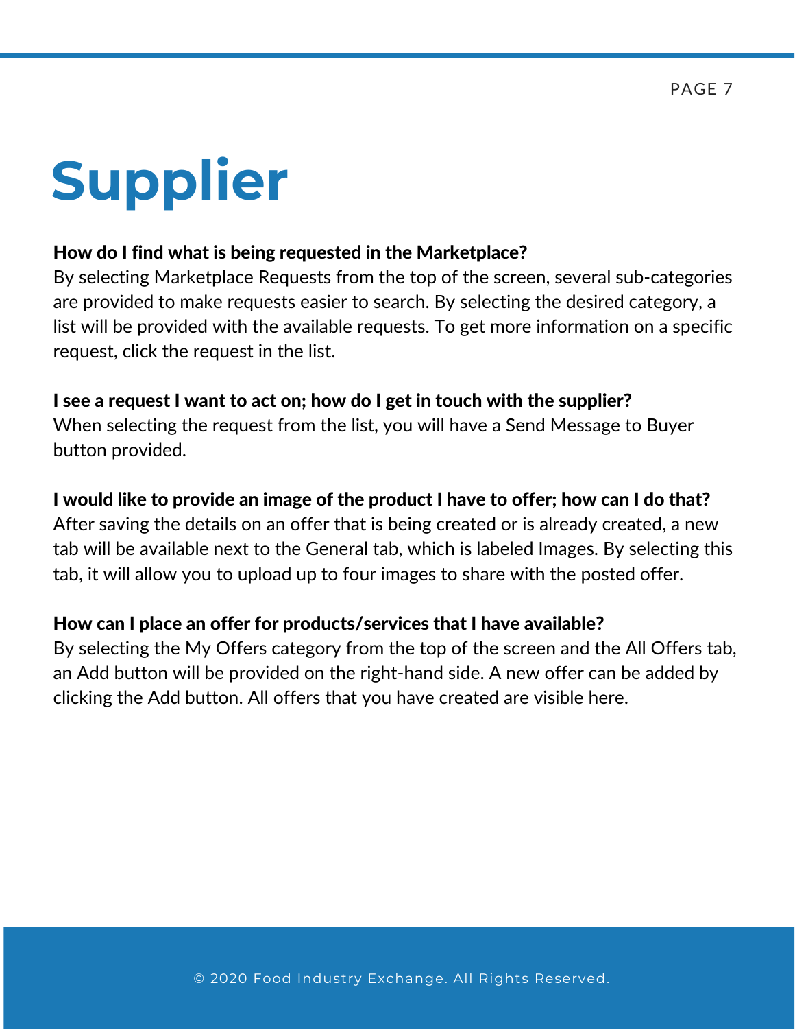# Supplier

**How do I find what is being requested in the Marketplace?**
By selecting Marketplace Requests from the top of the screen, several sub-categories are provided to make requests easier to search. By selecting the desired category, a list will be provided with the available requests. To get more information on a specific request, click the request in the list.

**I see a request I want to act on; how do I get in touch with the supplier?**
When selecting the request from the list, you will have a Send Message to Buyer button provided.

**I would like to provide an image of the product I have to offer; how can I do that?**
After saving the details on an offer that is being created or is already created, a new tab will be available next to the General tab, which is labeled Images. By selecting this tab, it will allow you to upload up to four images to share with the posted offer.

**How can I place an offer for products/services that I have available?**
By selecting the My Offers category from the top of the screen and the All Offers tab, an Add button will be provided on the right-hand side. A new offer can be added by clicking the Add button. All offers that you have created are visible here.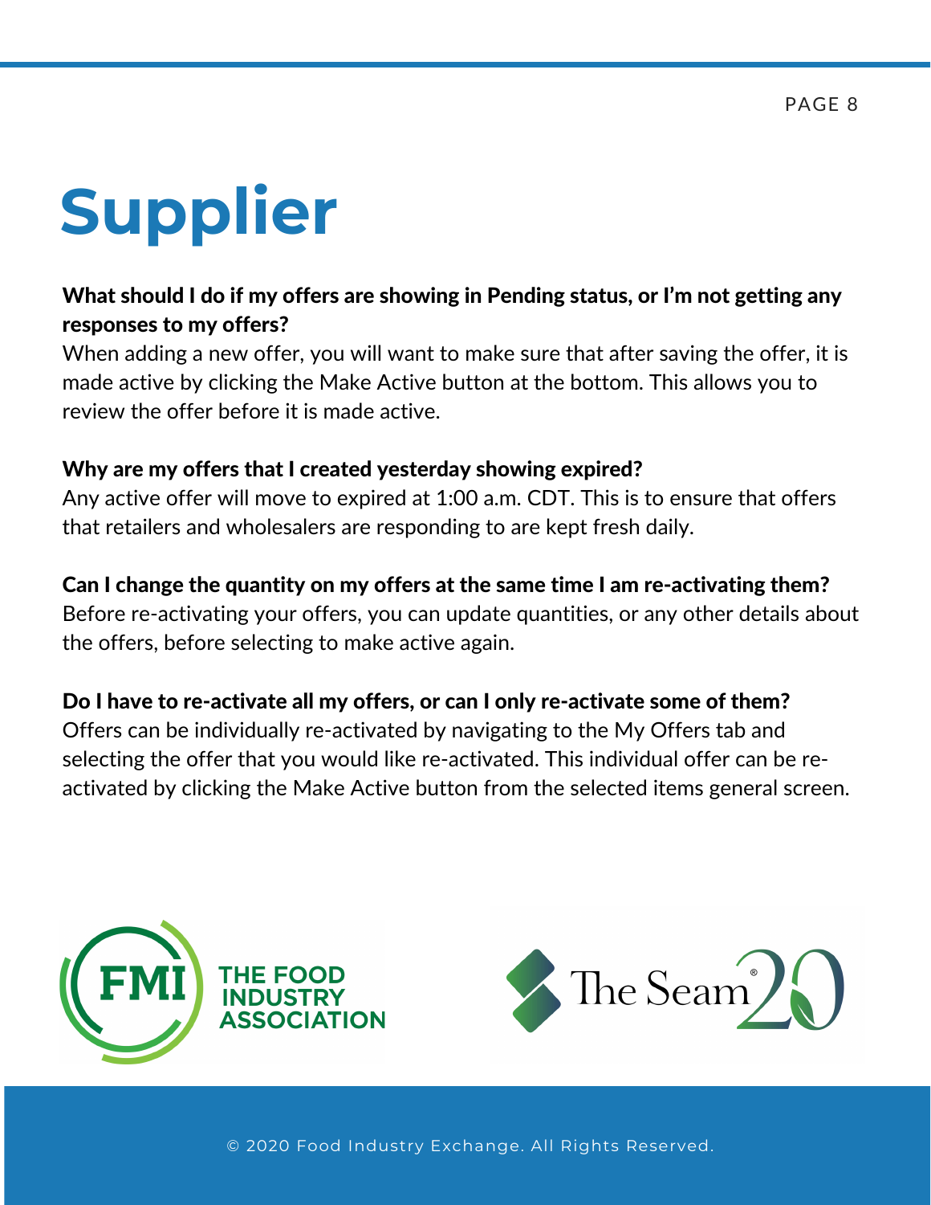# Supplier

**What should I do if my offers are showing in Pending status, or I'm not getting any responses to my offers?**
When adding a new offer, you will want to make sure that after saving the offer, it is made active by clicking the Make Active button at the bottom. This allows you to review the offer before it is made active.

**Why are my offers that I created yesterday showing expired?**
Any active offer will move to expired at 1:00 a.m. CDT. This is to ensure that offers that retailers and wholesalers are responding to are kept fresh daily.

**Can I change the quantity on my offers at the same time I am re-activating them?**
Before re-activating your offers, you can update quantities, or any other details about the offers, before selecting to make active again.

**Do I have to re-activate all my offers, or can I only re-activate some of them?**
Offers can be individually re-activated by navigating to the My Offers tab and selecting the offer that you would like re-activated. This individual offer can be re-activated by clicking the Make Active button from the selected items general screen.

FMI THE FOOD INDUSTRY ASSOCIATION

The Seam® 20

© 2020 Food Industry Exchange. All Rights Reserved.